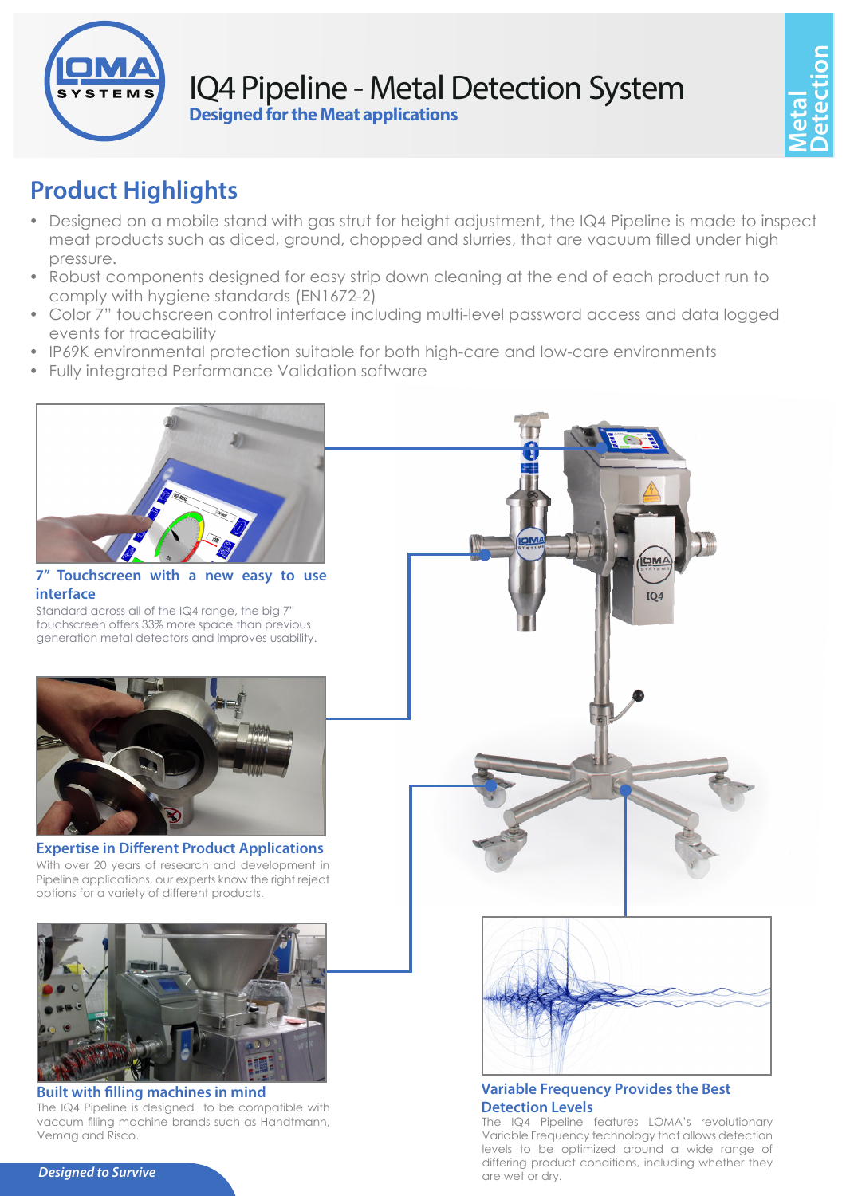# IQ4 Pipeline - Metal Detection System

**Designed for the Meat applications**

Metal Detection

## Product Highlights

- Designed on a mobile stand with gas strut for height adjustment, the IQ4 Pipeline is made to inspect meat products such as diced, ground, chopped and slurries, that are vacuum filled under high pressure.
- Robust components designed for easy strip down cleaning at the end of each product run to comply with hygiene standards (EN1672-2)
- Color 7" touchscreen control interface including multi-level password access and data logged events for traceability
- IP69K environmental protection suitable for both high-care and low-care environments
- Fully integrated Performance Validation software

### 7" Touchscreen with a new easy to use interface

Standard across all of the IQ4 range, the big 7" touchscreen offers 33% more space than previous generation metal detectors and improves usability.

### Expertise in Different Product Applications

With over 20 years of research and development in Pipeline applications, our experts know the right reject options for a variety of different products.

### Built with filling machines in mind

The IQ4 Pipeline is designed to be compatible with vaccum filling machine brands such as Handtmann, Vemag and Risco.

### Variable Frequency Provides the Best Detection Levels

The IQ4 Pipeline features LOMA's revolutionary Variable Frequency technology that allows detection levels to be optimized around a wide range of differing product conditions, including whether they are wet or dry.

*Designed to Survive*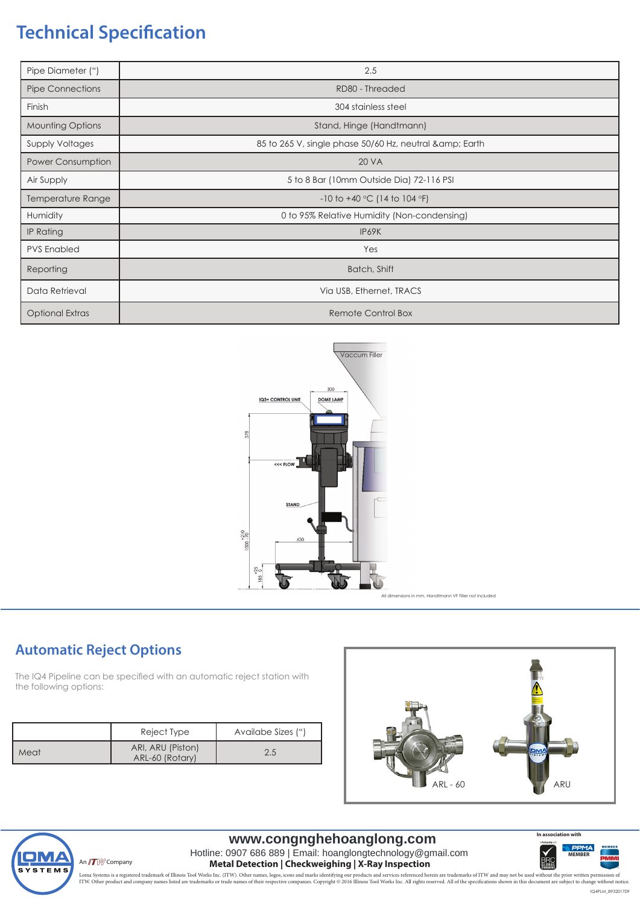# Technical Specification

| | |
|---|---|
| Pipe Diameter (“) | 2.5 |
| Pipe Connections | RD80 - Threaded |
| Finish | 304 stainless steel |
| Mounting Options | Stand, Hinge (Handtmann) |
| Supply Voltages | 85 to 265 V, single phase 50/60 Hz, neutral &amp; Earth |
| Power Consumption | 20 VA |
| Air Supply | 5 to 8 Bar (10mm Outside Dia) 72-116 PSI |
| Temperature Range | -10 to +40 °C (14 to 104 °F) |
| Humidity | 0 to 95% Relative Humidity (Non-condensing) |
| IP Rating | IP69K |
| PVS Enabled | Yes |
| Reporting | Batch, Shift |
| Data Retrieval | Via USB, Ethernet, TRACS |
| Optional Extras | Remote Control Box |

Vaccum Filler
300
IQ3+ CONTROL UNIT
DOME LAMP
378
<<< FLOW
STAND
630
1000 +210 -70
185 +25 0

All dimensions in mm, Handtmann VF Filler not included

## Automatic Reject Options

The IQ4 Pipeline can be specified with an automatic reject station with the following options:

| | Reject Type | Availabe Sizes (“) |
|---|---|---|
| Meat | ARI, ARU (Piston) ARL-60 (Rotary) | 2.5 |

ARL - 60

ARU

**www.congnghehoanglong.com**

Hotline: 0907 686 889 | Email: hoanglongtechnology@gmail.com

**Metal Detection | Checkweighing | X-Ray Inspection**

Loma Systems is a registered trademark of Illinois Tool Works Inc. (ITW). Other names, logos, icons and marks identifying our products and services referenced herein are trademarks of ITW and may not be used without the prior written permission of ITW. Other product and company names listed are trademarks or trade names of their respective companies. Copyright © 2016 Illinois Tool Works Inc. All rights reserved. All of the specifications shown in this document are subject to change without notice.

IQ4PLM_893201709